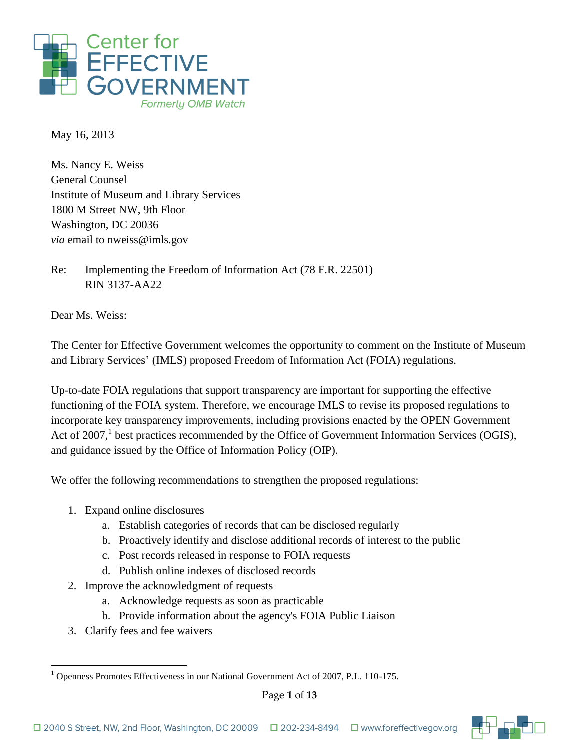Center for
EFFECTIVE
GOVERNMENT
*Formerly OMB Watch*

May 16, 2013

Ms. Nancy E. Weiss
General Counsel
Institute of Museum and Library Services
1800 M Street NW, 9th Floor
Washington, DC 20036
*via* email to nweiss@imls.gov

Re: Implementing the Freedom of Information Act (78 F.R. 22501)
RIN 3137-AA22

Dear Ms. Weiss:

The Center for Effective Government welcomes the opportunity to comment on the Institute of Museum and Library Services' (IMLS) proposed Freedom of Information Act (FOIA) regulations.

Up-to-date FOIA regulations that support transparency are important for supporting the effective functioning of the FOIA system. Therefore, we encourage IMLS to revise its proposed regulations to incorporate key transparency improvements, including provisions enacted by the OPEN Government Act of 2007,[1] best practices recommended by the Office of Government Information Services (OGIS), and guidance issued by the Office of Information Policy (OIP).

We offer the following recommendations to strengthen the proposed regulations:

1. Expand online disclosures
   a. Establish categories of records that can be disclosed regularly
   b. Proactively identify and disclose additional records of interest to the public
   c. Post records released in response to FOIA requests
   d. Publish online indexes of disclosed records
2. Improve the acknowledgment of requests
   a. Acknowledge requests as soon as practicable
   b. Provide information about the agency's FOIA Public Liaison
3. Clarify fees and fee waivers

---

[1] Openness Promotes Effectiveness in our National Government Act of 2007, P.L. 110-175.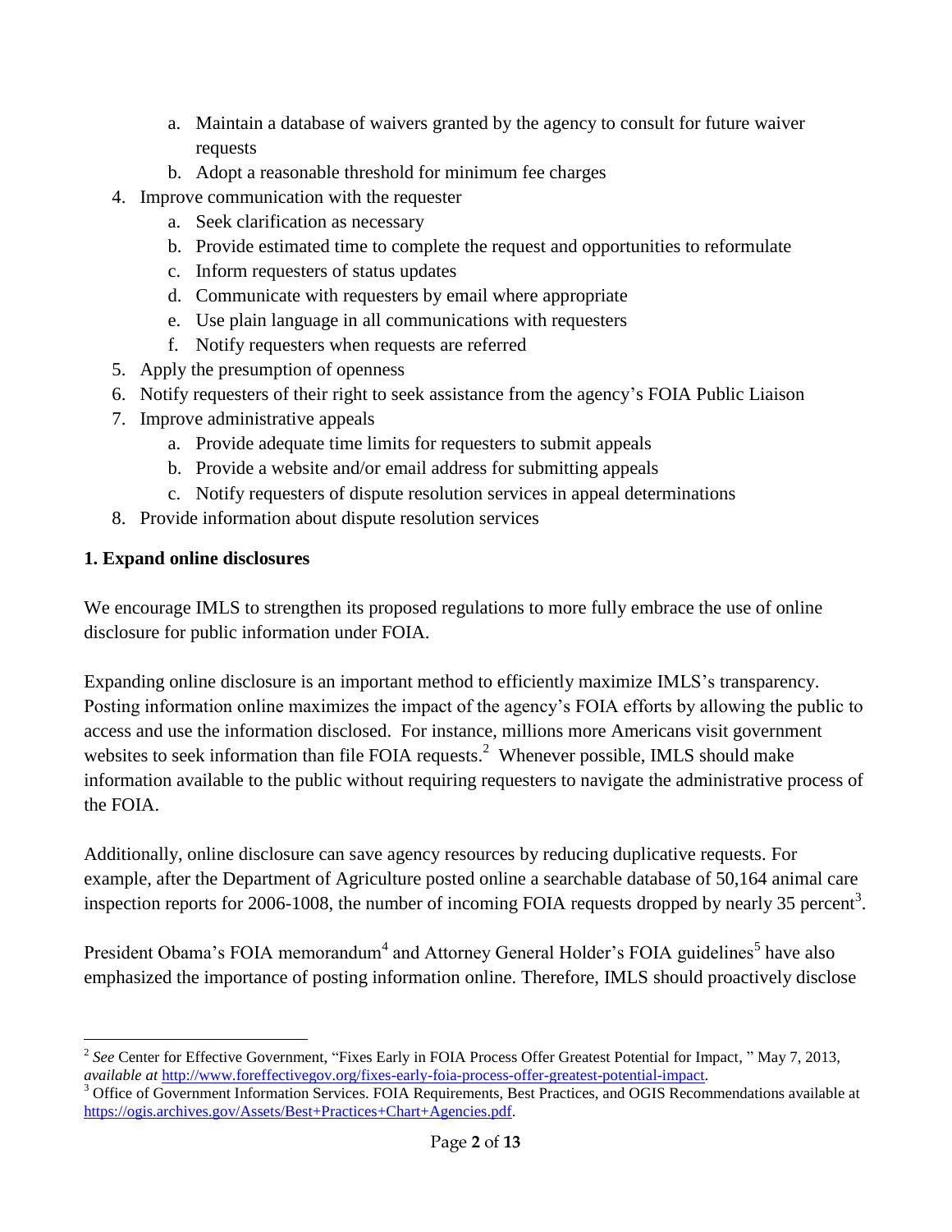a. Maintain a database of waivers granted by the agency to consult for future waiver requests
   b. Adopt a reasonable threshold for minimum fee charges
4. Improve communication with the requester
   a. Seek clarification as necessary
   b. Provide estimated time to complete the request and opportunities to reformulate
   c. Inform requesters of status updates
   d. Communicate with requesters by email where appropriate
   e. Use plain language in all communications with requesters
   f. Notify requesters when requests are referred
5. Apply the presumption of openness
6. Notify requesters of their right to seek assistance from the agency's FOIA Public Liaison
7. Improve administrative appeals
   a. Provide adequate time limits for requesters to submit appeals
   b. Provide a website and/or email address for submitting appeals
   c. Notify requesters of dispute resolution services in appeal determinations
8. Provide information about dispute resolution services

**1. Expand online disclosures**

We encourage IMLS to strengthen its proposed regulations to more fully embrace the use of online disclosure for public information under FOIA.

Expanding online disclosure is an important method to efficiently maximize IMLS's transparency. Posting information online maximizes the impact of the agency's FOIA efforts by allowing the public to access and use the information disclosed. For instance, millions more Americans visit government websites to seek information than file FOIA requests.[2] Whenever possible, IMLS should make information available to the public without requiring requesters to navigate the administrative process of the FOIA.

Additionally, online disclosure can save agency resources by reducing duplicative requests. For example, after the Department of Agriculture posted online a searchable database of 50,164 animal care inspection reports for 2006-1008, the number of incoming FOIA requests dropped by nearly 35 percent[3].

President Obama's FOIA memorandum[4] and Attorney General Holder's FOIA guidelines[5] have also emphasized the importance of posting information online. Therefore, IMLS should proactively disclose

---

[2] *See* Center for Effective Government, "Fixes Early in FOIA Process Offer Greatest Potential for Impact, " May 7, 2013, *available at* http://www.foreffectivegov.org/fixes-early-foia-process-offer-greatest-potential-impact.

[3] Office of Government Information Services. FOIA Requirements, Best Practices, and OGIS Recommendations available at https://ogis.archives.gov/Assets/Best+Practices+Chart+Agencies.pdf.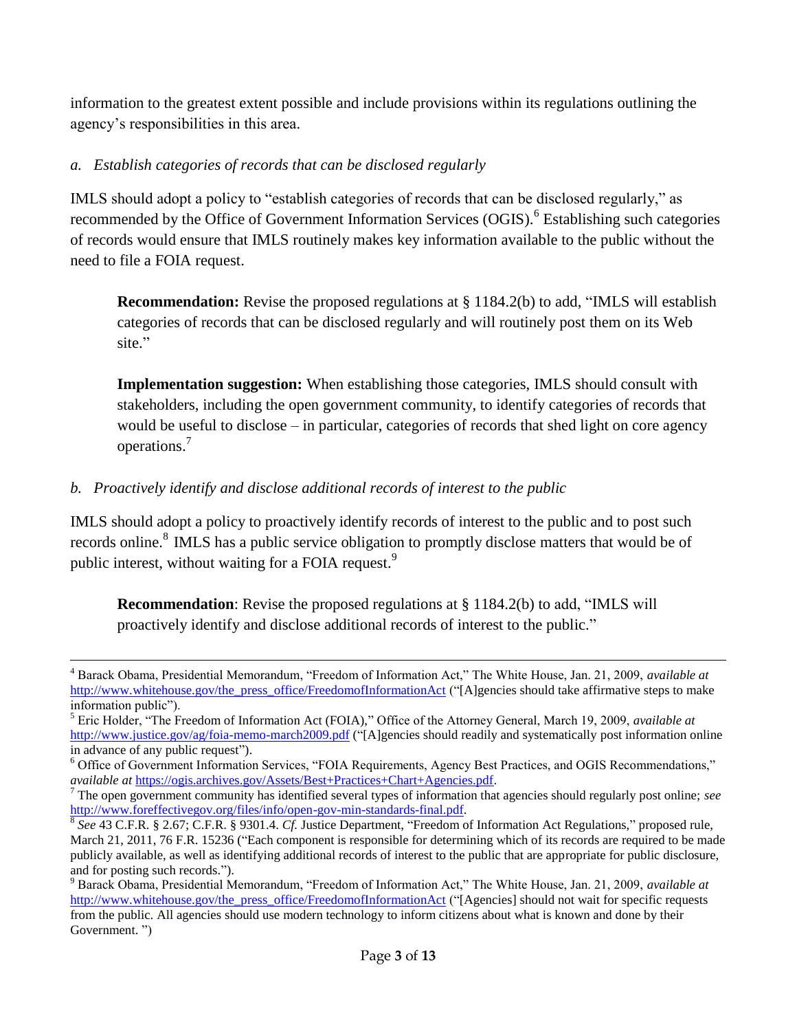information to the greatest extent possible and include provisions within its regulations outlining the agency's responsibilities in this area.

*a. Establish categories of records that can be disclosed regularly*

IMLS should adopt a policy to "establish categories of records that can be disclosed regularly," as recommended by the Office of Government Information Services (OGIS).[6] Establishing such categories of records would ensure that IMLS routinely makes key information available to the public without the need to file a FOIA request.

> **Recommendation:** Revise the proposed regulations at § 1184.2(b) to add, "IMLS will establish categories of records that can be disclosed regularly and will routinely post them on its Web site."
>
> **Implementation suggestion:** When establishing those categories, IMLS should consult with stakeholders, including the open government community, to identify categories of records that would be useful to disclose – in particular, categories of records that shed light on core agency operations.[7]

*b. Proactively identify and disclose additional records of interest to the public*

IMLS should adopt a policy to proactively identify records of interest to the public and to post such records online.[8] IMLS has a public service obligation to promptly disclose matters that would be of public interest, without waiting for a FOIA request.[9]

> **Recommendation**: Revise the proposed regulations at § 1184.2(b) to add, "IMLS will proactively identify and disclose additional records of interest to the public."

---

[4] Barack Obama, Presidential Memorandum, "Freedom of Information Act," The White House, Jan. 21, 2009, *available at* http://www.whitehouse.gov/the_press_office/FreedomofInformationAct ("[A]gencies should take affirmative steps to make information public").

[5] Eric Holder, "The Freedom of Information Act (FOIA)," Office of the Attorney General, March 19, 2009, *available at* http://www.justice.gov/ag/foia-memo-march2009.pdf ("[A]gencies should readily and systematically post information online in advance of any public request").

[6] Office of Government Information Services, "FOIA Requirements, Agency Best Practices, and OGIS Recommendations," *available at* https://ogis.archives.gov/Assets/Best+Practices+Chart+Agencies.pdf.

[7] The open government community has identified several types of information that agencies should regularly post online; *see* http://www.foreffectivegov.org/files/info/open-gov-min-standards-final.pdf.

[8] *See* 43 C.F.R. § 2.67; C.F.R. § 9301.4. *Cf.* Justice Department, "Freedom of Information Act Regulations," proposed rule, March 21, 2011, 76 F.R. 15236 ("Each component is responsible for determining which of its records are required to be made publicly available, as well as identifying additional records of interest to the public that are appropriate for public disclosure, and for posting such records.").

[9] Barack Obama, Presidential Memorandum, "Freedom of Information Act," The White House, Jan. 21, 2009, *available at* http://www.whitehouse.gov/the_press_office/FreedomofInformationAct ("[Agencies] should not wait for specific requests from the public. All agencies should use modern technology to inform citizens about what is known and done by their Government. ")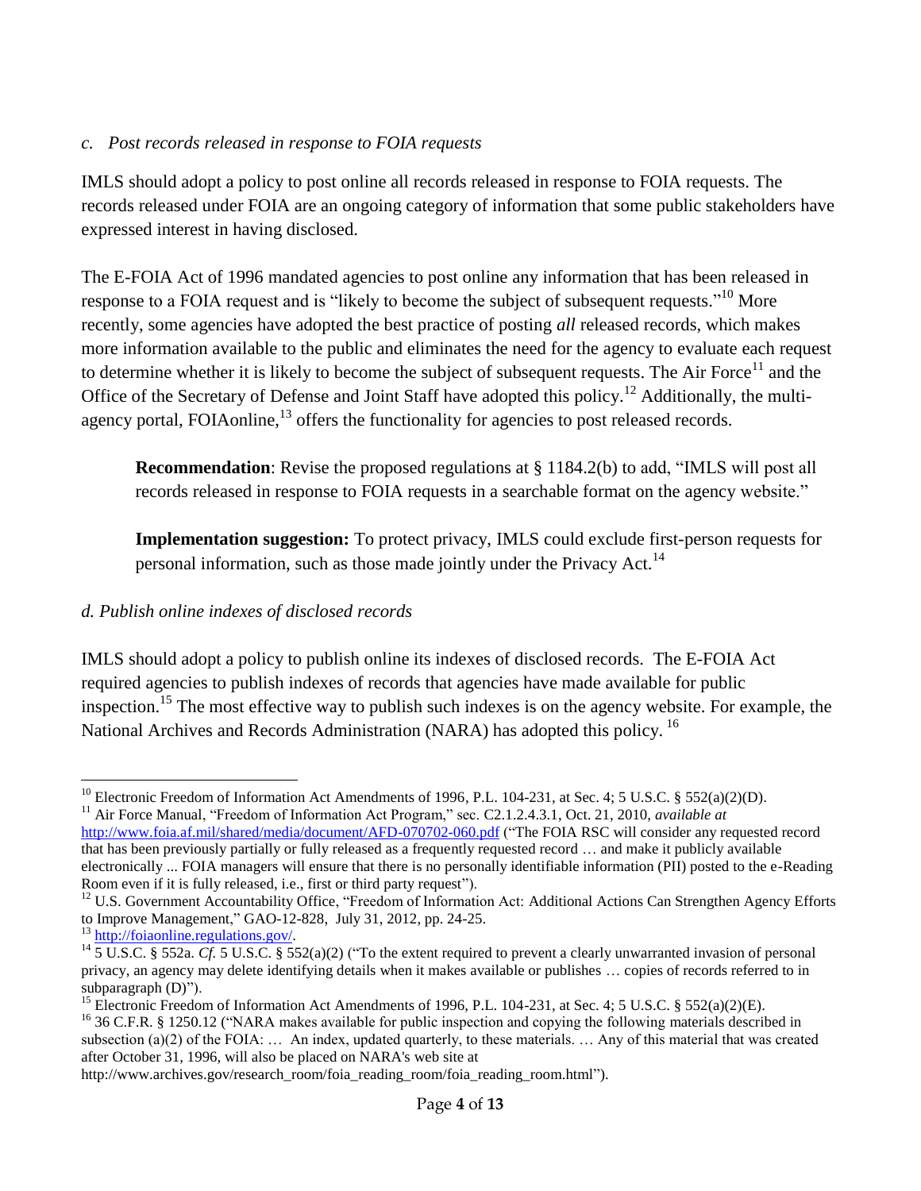### *c. Post records released in response to FOIA requests*

IMLS should adopt a policy to post online all records released in response to FOIA requests. The records released under FOIA are an ongoing category of information that some public stakeholders have expressed interest in having disclosed.

The E-FOIA Act of 1996 mandated agencies to post online any information that has been released in response to a FOIA request and is "likely to become the subject of subsequent requests."[10] More recently, some agencies have adopted the best practice of posting *all* released records, which makes more information available to the public and eliminates the need for the agency to evaluate each request to determine whether it is likely to become the subject of subsequent requests. The Air Force[11] and the Office of the Secretary of Defense and Joint Staff have adopted this policy.[12] Additionally, the multi-agency portal, FOIAonline,[13] offers the functionality for agencies to post released records.

> **Recommendation**: Revise the proposed regulations at § 1184.2(b) to add, "IMLS will post all records released in response to FOIA requests in a searchable format on the agency website."
>
> **Implementation suggestion:** To protect privacy, IMLS could exclude first-person requests for personal information, such as those made jointly under the Privacy Act.[14]

### *d. Publish online indexes of disclosed records*

IMLS should adopt a policy to publish online its indexes of disclosed records. The E-FOIA Act required agencies to publish indexes of records that agencies have made available for public inspection.[15] The most effective way to publish such indexes is on the agency website. For example, the National Archives and Records Administration (NARA) has adopted this policy.[16]

---

[10] Electronic Freedom of Information Act Amendments of 1996, P.L. 104-231, at Sec. 4; 5 U.S.C. § 552(a)(2)(D).

[11] Air Force Manual, "Freedom of Information Act Program," sec. C2.1.2.4.3.1, Oct. 21, 2010, *available at* http://www.foia.af.mil/shared/media/document/AFD-070702-060.pdf ("The FOIA RSC will consider any requested record that has been previously partially or fully released as a frequently requested record … and make it publicly available electronically ... FOIA managers will ensure that there is no personally identifiable information (PII) posted to the e-Reading Room even if it is fully released, i.e., first or third party request").

[12] U.S. Government Accountability Office, "Freedom of Information Act: Additional Actions Can Strengthen Agency Efforts to Improve Management," GAO-12-828, July 31, 2012, pp. 24-25.

[13] http://foiaonline.regulations.gov/.

[14] 5 U.S.C. § 552a. *Cf.* 5 U.S.C. § 552(a)(2) ("To the extent required to prevent a clearly unwarranted invasion of personal privacy, an agency may delete identifying details when it makes available or publishes … copies of records referred to in subparagraph (D)").

[15] Electronic Freedom of Information Act Amendments of 1996, P.L. 104-231, at Sec. 4; 5 U.S.C. § 552(a)(2)(E).

[16] 36 C.F.R. § 1250.12 ("NARA makes available for public inspection and copying the following materials described in subsection (a)(2) of the FOIA: … An index, updated quarterly, to these materials. … Any of this material that was created after October 31, 1996, will also be placed on NARA's web site at http://www.archives.gov/research_room/foia_reading_room/foia_reading_room.html").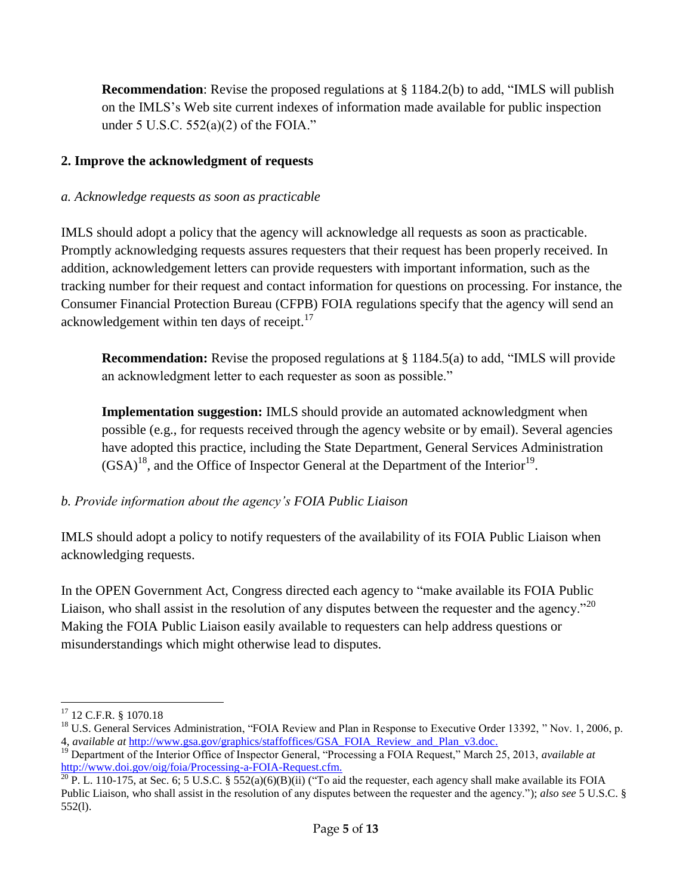> **Recommendation**: Revise the proposed regulations at § 1184.2(b) to add, "IMLS will publish on the IMLS's Web site current indexes of information made available for public inspection under 5 U.S.C. 552(a)(2) of the FOIA."

### 2. Improve the acknowledgment of requests

#### *a. Acknowledge requests as soon as practicable*

IMLS should adopt a policy that the agency will acknowledge all requests as soon as practicable. Promptly acknowledging requests assures requesters that their request has been properly received. In addition, acknowledgement letters can provide requesters with important information, such as the tracking number for their request and contact information for questions on processing. For instance, the Consumer Financial Protection Bureau (CFPB) FOIA regulations specify that the agency will send an acknowledgement within ten days of receipt.[17]

> **Recommendation:** Revise the proposed regulations at § 1184.5(a) to add, "IMLS will provide an acknowledgment letter to each requester as soon as possible."

> **Implementation suggestion:** IMLS should provide an automated acknowledgment when possible (e.g., for requests received through the agency website or by email). Several agencies have adopted this practice, including the State Department, General Services Administration (GSA)[18], and the Office of Inspector General at the Department of the Interior[19].

#### *b. Provide information about the agency's FOIA Public Liaison*

IMLS should adopt a policy to notify requesters of the availability of its FOIA Public Liaison when acknowledging requests.

In the OPEN Government Act, Congress directed each agency to "make available its FOIA Public Liaison, who shall assist in the resolution of any disputes between the requester and the agency."[20] Making the FOIA Public Liaison easily available to requesters can help address questions or misunderstandings which might otherwise lead to disputes.

---

[17] 12 C.F.R. § 1070.18

[18] U.S. General Services Administration, "FOIA Review and Plan in Response to Executive Order 13392, " Nov. 1, 2006, p. 4, *available at* http://www.gsa.gov/graphics/staffoffices/GSA_FOIA_Review_and_Plan_v3.doc.

[19] Department of the Interior Office of Inspector General, "Processing a FOIA Request," March 25, 2013, *available at* http://www.doi.gov/oig/foia/Processing-a-FOIA-Request.cfm.

[20] P. L. 110-175, at Sec. 6; 5 U.S.C. § 552(a)(6)(B)(ii) ("To aid the requester, each agency shall make available its FOIA Public Liaison, who shall assist in the resolution of any disputes between the requester and the agency."); *also see* 5 U.S.C. § 552(l).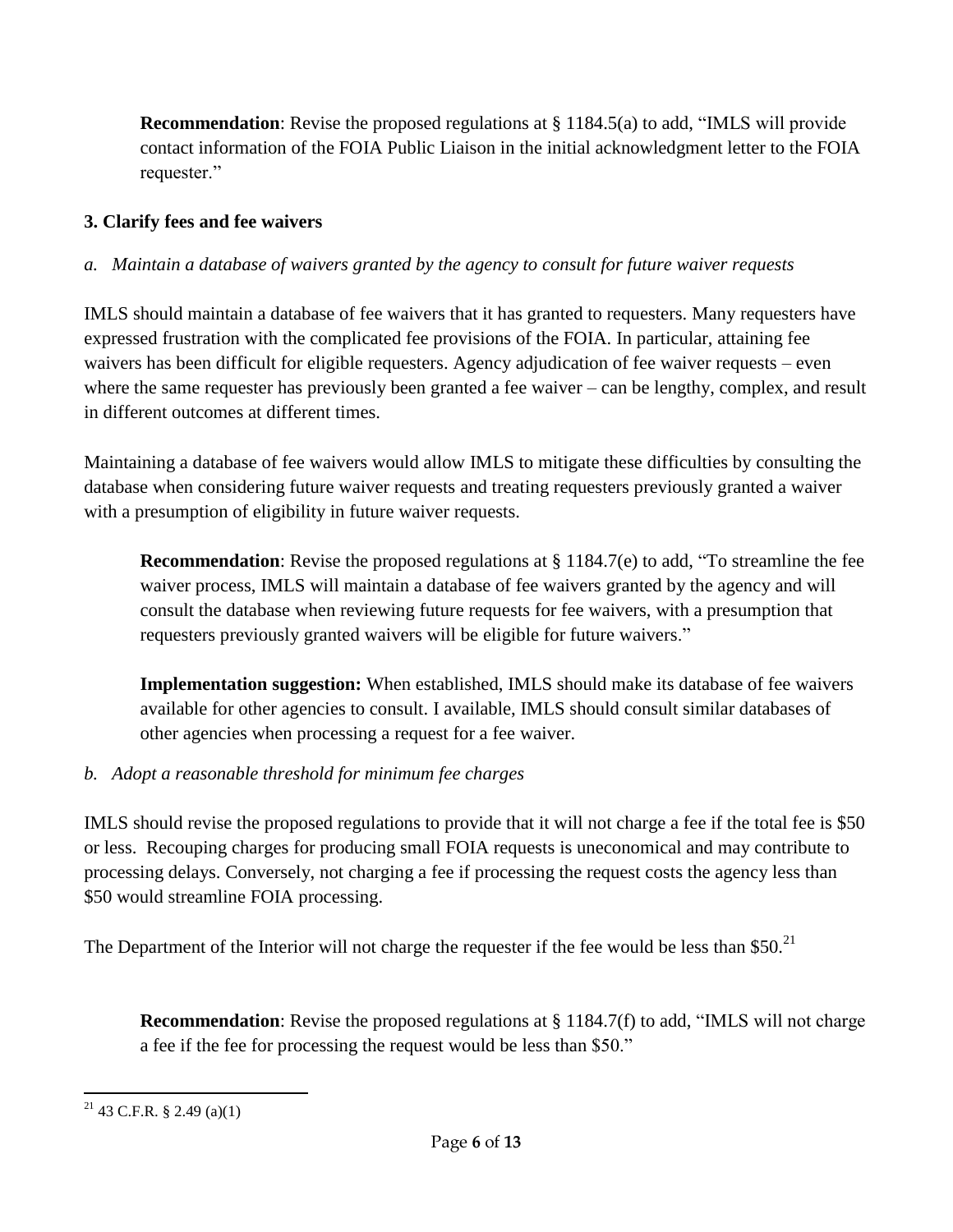**Recommendation**: Revise the proposed regulations at § 1184.5(a) to add, "IMLS will provide contact information of the FOIA Public Liaison in the initial acknowledgment letter to the FOIA requester."

### 3. Clarify fees and fee waivers

*a. Maintain a database of waivers granted by the agency to consult for future waiver requests*

IMLS should maintain a database of fee waivers that it has granted to requesters. Many requesters have expressed frustration with the complicated fee provisions of the FOIA. In particular, attaining fee waivers has been difficult for eligible requesters. Agency adjudication of fee waiver requests – even where the same requester has previously been granted a fee waiver – can be lengthy, complex, and result in different outcomes at different times.

Maintaining a database of fee waivers would allow IMLS to mitigate these difficulties by consulting the database when considering future waiver requests and treating requesters previously granted a waiver with a presumption of eligibility in future waiver requests.

**Recommendation**: Revise the proposed regulations at § 1184.7(e) to add, "To streamline the fee waiver process, IMLS will maintain a database of fee waivers granted by the agency and will consult the database when reviewing future requests for fee waivers, with a presumption that requesters previously granted waivers will be eligible for future waivers."

**Implementation suggestion:** When established, IMLS should make its database of fee waivers available for other agencies to consult. I available, IMLS should consult similar databases of other agencies when processing a request for a fee waiver.

*b. Adopt a reasonable threshold for minimum fee charges*

IMLS should revise the proposed regulations to provide that it will not charge a fee if the total fee is $50 or less. Recouping charges for producing small FOIA requests is uneconomical and may contribute to processing delays. Conversely, not charging a fee if processing the request costs the agency less than $50 would streamline FOIA processing.

The Department of the Interior will not charge the requester if the fee would be less than $50.[21]

**Recommendation**: Revise the proposed regulations at § 1184.7(f) to add, "IMLS will not charge a fee if the fee for processing the request would be less than $50."

[21] 43 C.F.R. § 2.49 (a)(1)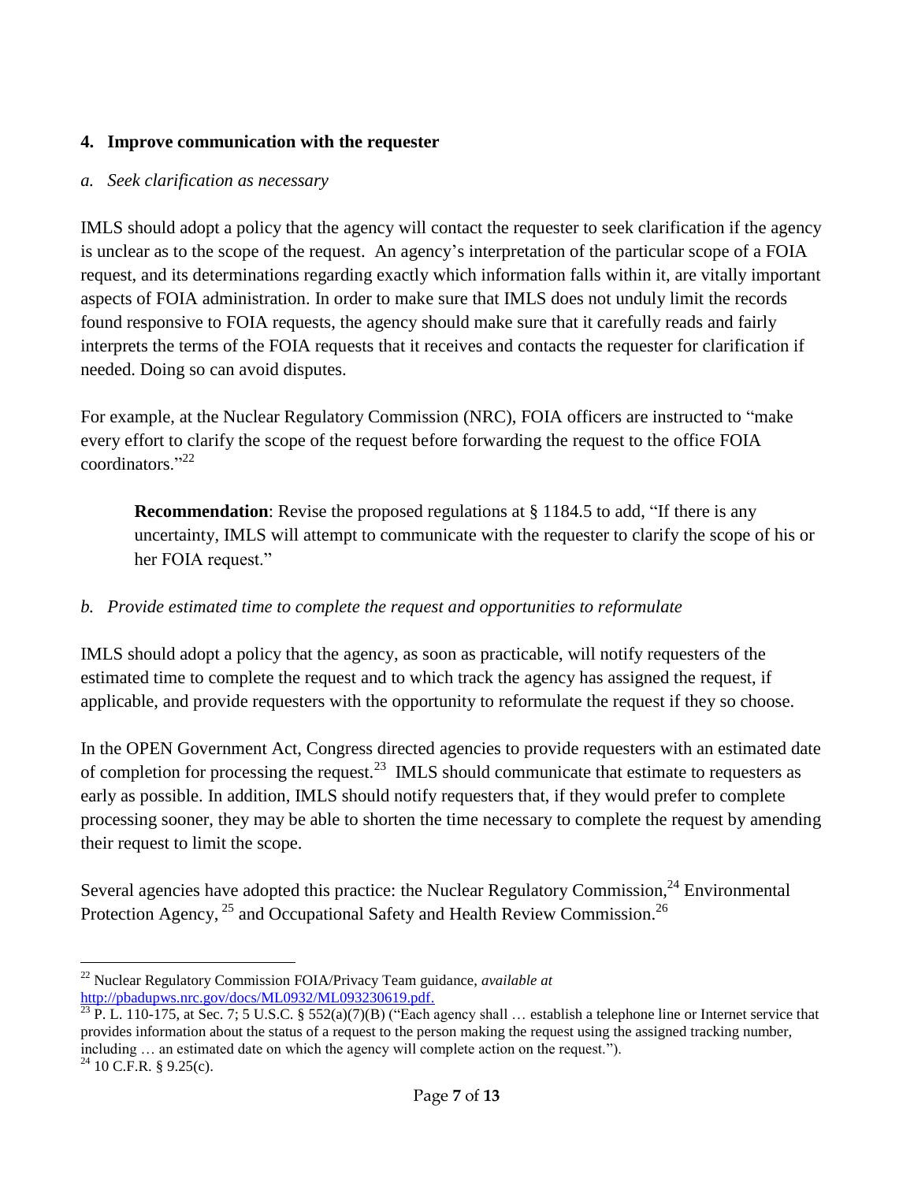## 4. Improve communication with the requester

### *a. Seek clarification as necessary*

IMLS should adopt a policy that the agency will contact the requester to seek clarification if the agency is unclear as to the scope of the request. An agency's interpretation of the particular scope of a FOIA request, and its determinations regarding exactly which information falls within it, are vitally important aspects of FOIA administration. In order to make sure that IMLS does not unduly limit the records found responsive to FOIA requests, the agency should make sure that it carefully reads and fairly interprets the terms of the FOIA requests that it receives and contacts the requester for clarification if needed. Doing so can avoid disputes.

For example, at the Nuclear Regulatory Commission (NRC), FOIA officers are instructed to "make every effort to clarify the scope of the request before forwarding the request to the office FOIA coordinators."[22]

> **Recommendation**: Revise the proposed regulations at § 1184.5 to add, "If there is any uncertainty, IMLS will attempt to communicate with the requester to clarify the scope of his or her FOIA request."

### *b. Provide estimated time to complete the request and opportunities to reformulate*

IMLS should adopt a policy that the agency, as soon as practicable, will notify requesters of the estimated time to complete the request and to which track the agency has assigned the request, if applicable, and provide requesters with the opportunity to reformulate the request if they so choose.

In the OPEN Government Act, Congress directed agencies to provide requesters with an estimated date of completion for processing the request.[23] IMLS should communicate that estimate to requesters as early as possible. In addition, IMLS should notify requesters that, if they would prefer to complete processing sooner, they may be able to shorten the time necessary to complete the request by amending their request to limit the scope.

Several agencies have adopted this practice: the Nuclear Regulatory Commission,[24] Environmental Protection Agency,[25] and Occupational Safety and Health Review Commission.[26]

---

[22] Nuclear Regulatory Commission FOIA/Privacy Team guidance, *available at* http://pbadupws.nrc.gov/docs/ML0932/ML093230619.pdf.

[23] P. L. 110-175, at Sec. 7; 5 U.S.C. § 552(a)(7)(B) ("Each agency shall … establish a telephone line or Internet service that provides information about the status of a request to the person making the request using the assigned tracking number, including … an estimated date on which the agency will complete action on the request.").

[24] 10 C.F.R. § 9.25(c).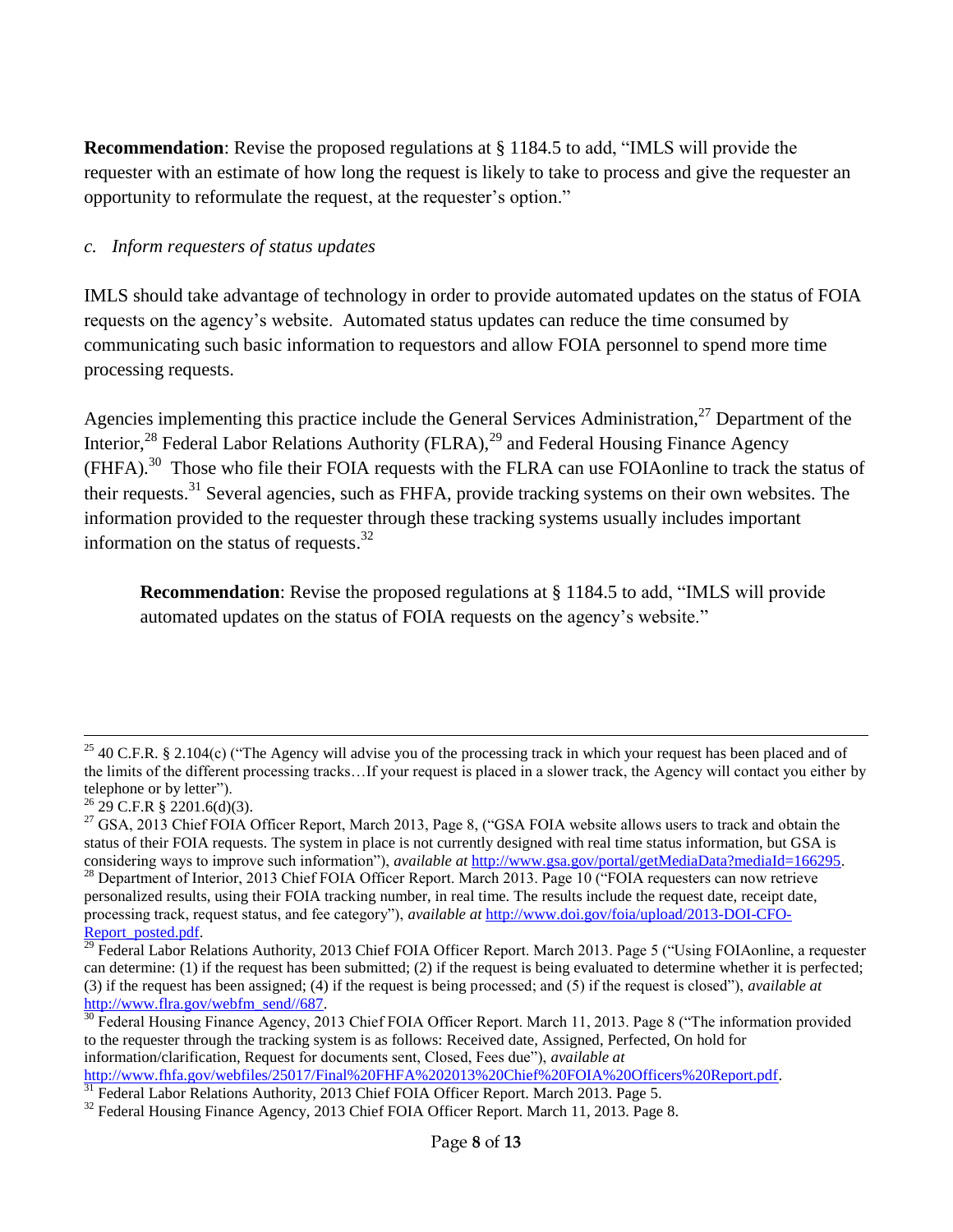**Recommendation**: Revise the proposed regulations at § 1184.5 to add, "IMLS will provide the requester with an estimate of how long the request is likely to take to process and give the requester an opportunity to reformulate the request, at the requester's option."

*c. Inform requesters of status updates*

IMLS should take advantage of technology in order to provide automated updates on the status of FOIA requests on the agency's website. Automated status updates can reduce the time consumed by communicating such basic information to requestors and allow FOIA personnel to spend more time processing requests.

Agencies implementing this practice include the General Services Administration,[27] Department of the Interior,[28] Federal Labor Relations Authority (FLRA),[29] and Federal Housing Finance Agency (FHFA).[30] Those who file their FOIA requests with the FLRA can use FOIAonline to track the status of their requests.[31] Several agencies, such as FHFA, provide tracking systems on their own websites. The information provided to the requester through these tracking systems usually includes important information on the status of requests.[32]

> **Recommendation**: Revise the proposed regulations at § 1184.5 to add, "IMLS will provide automated updates on the status of FOIA requests on the agency's website."

---

[25] 40 C.F.R. § 2.104(c) ("The Agency will advise you of the processing track in which your request has been placed and of the limits of the different processing tracks…If your request is placed in a slower track, the Agency will contact you either by telephone or by letter").

[26] 29 C.F.R § 2201.6(d)(3).

[27] GSA, 2013 Chief FOIA Officer Report, March 2013, Page 8, ("GSA FOIA website allows users to track and obtain the status of their FOIA requests. The system in place is not currently designed with real time status information, but GSA is considering ways to improve such information"), *available at* http://www.gsa.gov/portal/getMediaData?mediaId=166295.

[28] Department of Interior, 2013 Chief FOIA Officer Report. March 2013. Page 10 ("FOIA requesters can now retrieve personalized results, using their FOIA tracking number, in real time. The results include the request date, receipt date, processing track, request status, and fee category"), *available at* http://www.doi.gov/foia/upload/2013-DOI-CFO-Report_posted.pdf.

[29] Federal Labor Relations Authority, 2013 Chief FOIA Officer Report. March 2013. Page 5 ("Using FOIAonline, a requester can determine: (1) if the request has been submitted; (2) if the request is being evaluated to determine whether it is perfected; (3) if the request has been assigned; (4) if the request is being processed; and (5) if the request is closed"), *available at* http://www.flra.gov/webfm_send//687.

[30] Federal Housing Finance Agency, 2013 Chief FOIA Officer Report. March 11, 2013. Page 8 ("The information provided to the requester through the tracking system is as follows: Received date, Assigned, Perfected, On hold for information/clarification, Request for documents sent, Closed, Fees due"), *available at* http://www.fhfa.gov/webfiles/25017/Final%20FHFA%202013%20Chief%20FOIA%20Officers%20Report.pdf.

[31] Federal Labor Relations Authority, 2013 Chief FOIA Officer Report. March 2013. Page 5.

[32] Federal Housing Finance Agency, 2013 Chief FOIA Officer Report. March 11, 2013. Page 8.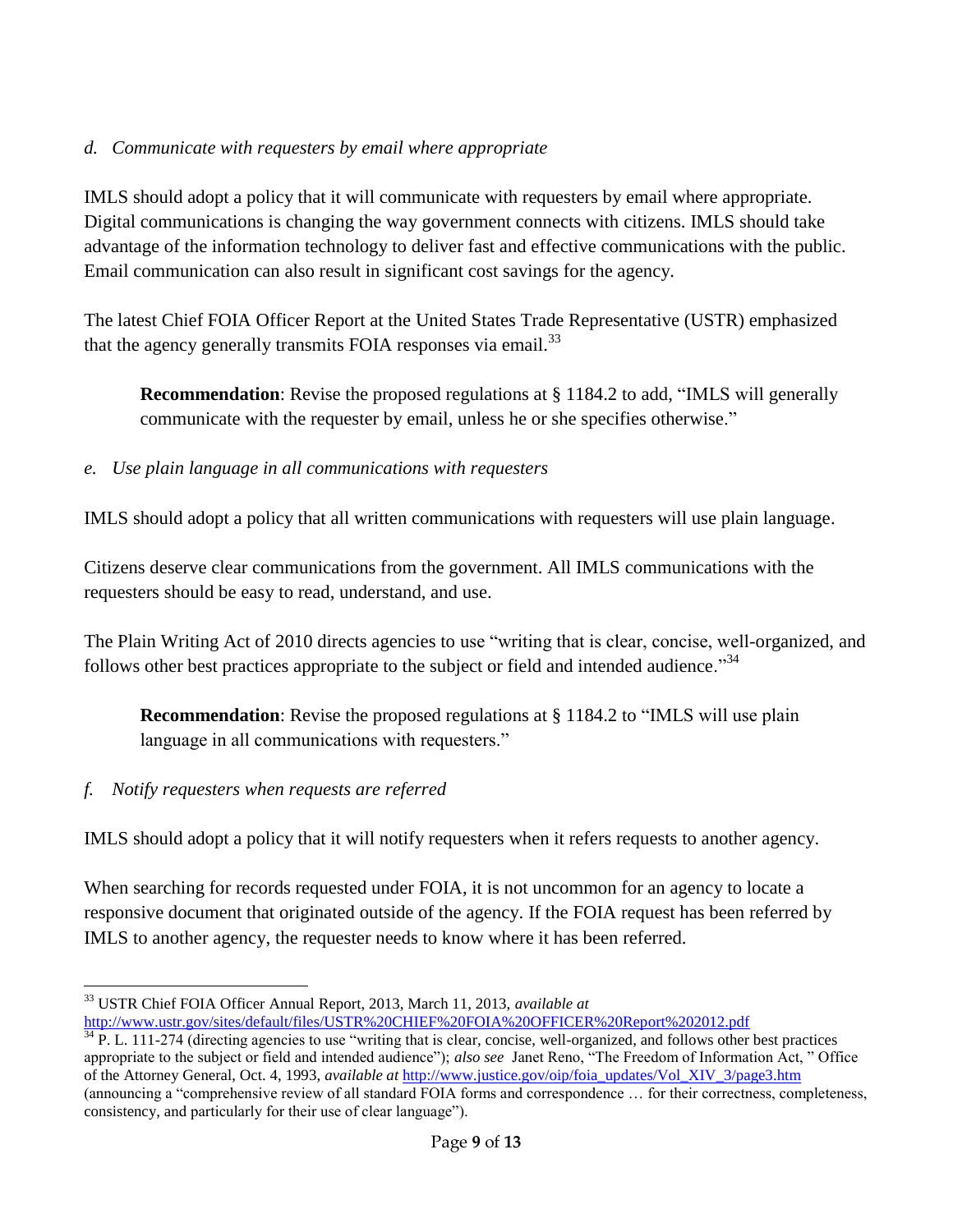*d. Communicate with requesters by email where appropriate*

IMLS should adopt a policy that it will communicate with requesters by email where appropriate. Digital communications is changing the way government connects with citizens. IMLS should take advantage of the information technology to deliver fast and effective communications with the public. Email communication can also result in significant cost savings for the agency.

The latest Chief FOIA Officer Report at the United States Trade Representative (USTR) emphasized that the agency generally transmits FOIA responses via email.[33]

> **Recommendation**: Revise the proposed regulations at § 1184.2 to add, "IMLS will generally communicate with the requester by email, unless he or she specifies otherwise."

*e. Use plain language in all communications with requesters*

IMLS should adopt a policy that all written communications with requesters will use plain language.

Citizens deserve clear communications from the government. All IMLS communications with the requesters should be easy to read, understand, and use.

The Plain Writing Act of 2010 directs agencies to use "writing that is clear, concise, well-organized, and follows other best practices appropriate to the subject or field and intended audience."[34]

> **Recommendation**: Revise the proposed regulations at § 1184.2 to "IMLS will use plain language in all communications with requesters."

*f. Notify requesters when requests are referred*

IMLS should adopt a policy that it will notify requesters when it refers requests to another agency.

When searching for records requested under FOIA, it is not uncommon for an agency to locate a responsive document that originated outside of the agency. If the FOIA request has been referred by IMLS to another agency, the requester needs to know where it has been referred.

---

[33] USTR Chief FOIA Officer Annual Report, 2013, March 11, 2013, *available at* http://www.ustr.gov/sites/default/files/USTR%20CHIEF%20FOIA%20OFFICER%20Report%202012.pdf

[34] P. L. 111-274 (directing agencies to use "writing that is clear, concise, well-organized, and follows other best practices appropriate to the subject or field and intended audience"); *also see* Janet Reno, "The Freedom of Information Act, " Office of the Attorney General, Oct. 4, 1993, *available at* http://www.justice.gov/oip/foia_updates/Vol_XIV_3/page3.htm (announcing a "comprehensive review of all standard FOIA forms and correspondence … for their correctness, completeness, consistency, and particularly for their use of clear language").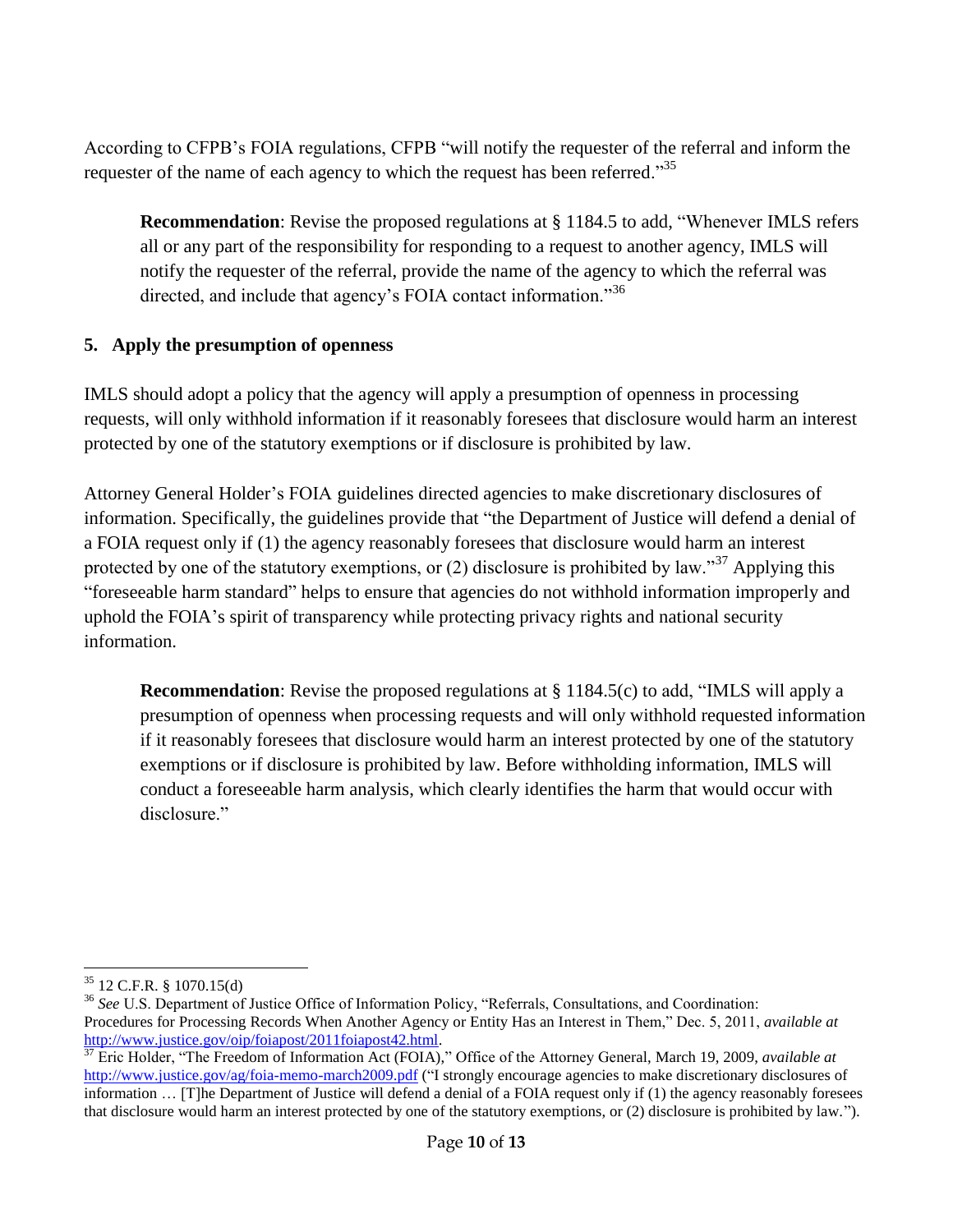According to CFPB's FOIA regulations, CFPB "will notify the requester of the referral and inform the requester of the name of each agency to which the request has been referred."[35]

> **Recommendation**: Revise the proposed regulations at § 1184.5 to add, "Whenever IMLS refers all or any part of the responsibility for responding to a request to another agency, IMLS will notify the requester of the referral, provide the name of the agency to which the referral was directed, and include that agency's FOIA contact information."[36]

## 5. Apply the presumption of openness

IMLS should adopt a policy that the agency will apply a presumption of openness in processing requests, will only withhold information if it reasonably foresees that disclosure would harm an interest protected by one of the statutory exemptions or if disclosure is prohibited by law.

Attorney General Holder's FOIA guidelines directed agencies to make discretionary disclosures of information. Specifically, the guidelines provide that "the Department of Justice will defend a denial of a FOIA request only if (1) the agency reasonably foresees that disclosure would harm an interest protected by one of the statutory exemptions, or (2) disclosure is prohibited by law."[37] Applying this "foreseeable harm standard" helps to ensure that agencies do not withhold information improperly and uphold the FOIA's spirit of transparency while protecting privacy rights and national security information.

> **Recommendation**: Revise the proposed regulations at § 1184.5(c) to add, "IMLS will apply a presumption of openness when processing requests and will only withhold requested information if it reasonably foresees that disclosure would harm an interest protected by one of the statutory exemptions or if disclosure is prohibited by law. Before withholding information, IMLS will conduct a foreseeable harm analysis, which clearly identifies the harm that would occur with disclosure."

---

[35] 12 C.F.R. § 1070.15(d)

[36] *See* U.S. Department of Justice Office of Information Policy, "Referrals, Consultations, and Coordination: Procedures for Processing Records When Another Agency or Entity Has an Interest in Them," Dec. 5, 2011, *available at* http://www.justice.gov/oip/foiapost/2011foiapost42.html.

[37] Eric Holder, "The Freedom of Information Act (FOIA)," Office of the Attorney General, March 19, 2009, *available at* http://www.justice.gov/ag/foia-memo-march2009.pdf ("I strongly encourage agencies to make discretionary disclosures of information … [T]he Department of Justice will defend a denial of a FOIA request only if (1) the agency reasonably foresees that disclosure would harm an interest protected by one of the statutory exemptions, or (2) disclosure is prohibited by law.").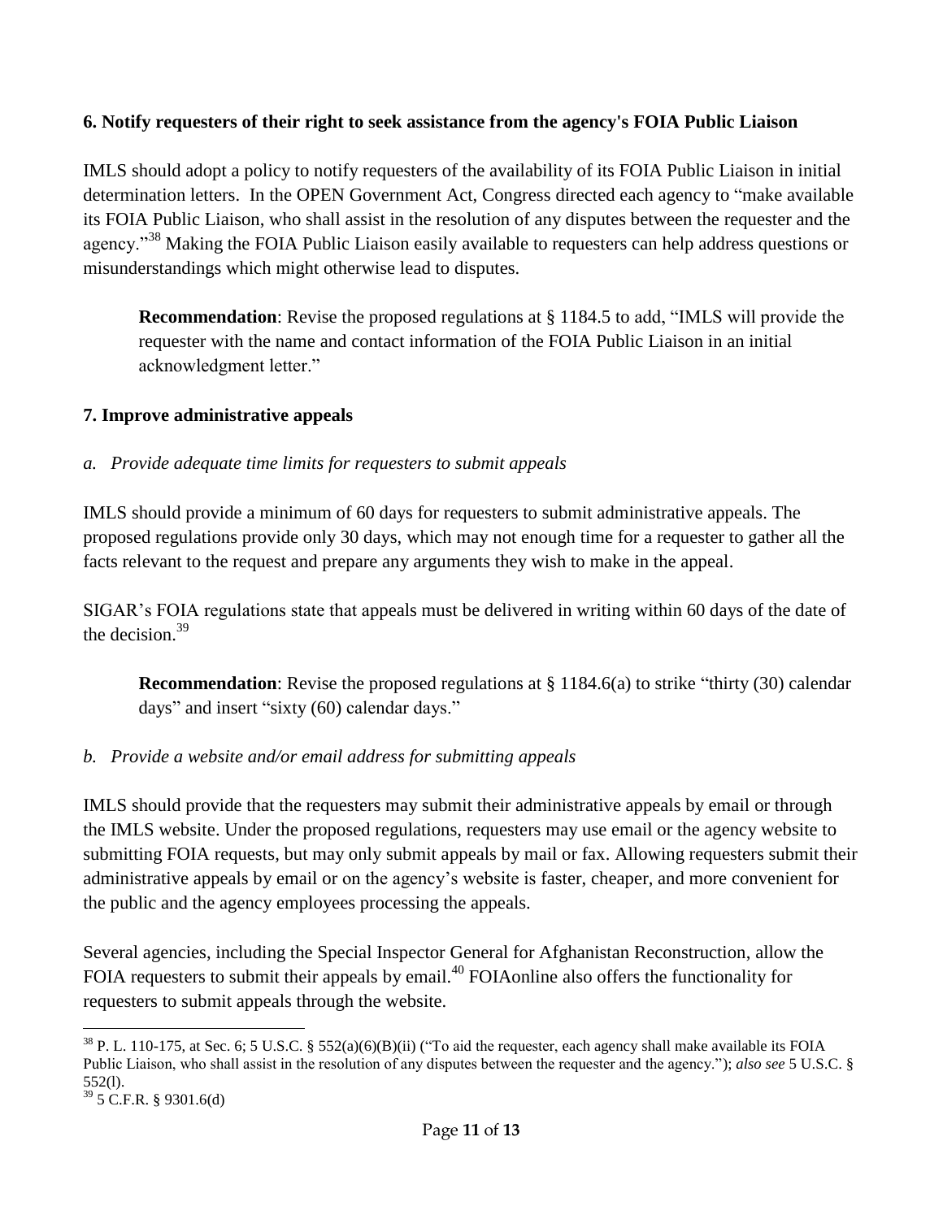**6. Notify requesters of their right to seek assistance from the agency's FOIA Public Liaison**

IMLS should adopt a policy to notify requesters of the availability of its FOIA Public Liaison in initial determination letters. In the OPEN Government Act, Congress directed each agency to "make available its FOIA Public Liaison, who shall assist in the resolution of any disputes between the requester and the agency."[38] Making the FOIA Public Liaison easily available to requesters can help address questions or misunderstandings which might otherwise lead to disputes.

> **Recommendation**: Revise the proposed regulations at § 1184.5 to add, "IMLS will provide the requester with the name and contact information of the FOIA Public Liaison in an initial acknowledgment letter."

**7. Improve administrative appeals**

*a. Provide adequate time limits for requesters to submit appeals*

IMLS should provide a minimum of 60 days for requesters to submit administrative appeals. The proposed regulations provide only 30 days, which may not enough time for a requester to gather all the facts relevant to the request and prepare any arguments they wish to make in the appeal.

SIGAR's FOIA regulations state that appeals must be delivered in writing within 60 days of the date of the decision.[39]

> **Recommendation**: Revise the proposed regulations at § 1184.6(a) to strike "thirty (30) calendar days" and insert "sixty (60) calendar days."

*b. Provide a website and/or email address for submitting appeals*

IMLS should provide that the requesters may submit their administrative appeals by email or through the IMLS website. Under the proposed regulations, requesters may use email or the agency website to submitting FOIA requests, but may only submit appeals by mail or fax. Allowing requesters submit their administrative appeals by email or on the agency's website is faster, cheaper, and more convenient for the public and the agency employees processing the appeals.

Several agencies, including the Special Inspector General for Afghanistan Reconstruction, allow the FOIA requesters to submit their appeals by email.[40] FOIAonline also offers the functionality for requesters to submit appeals through the website.

---

[38] P. L. 110-175, at Sec. 6; 5 U.S.C. § 552(a)(6)(B)(ii) ("To aid the requester, each agency shall make available its FOIA Public Liaison, who shall assist in the resolution of any disputes between the requester and the agency."); *also see* 5 U.S.C. § 552(l).

[39] 5 C.F.R. § 9301.6(d)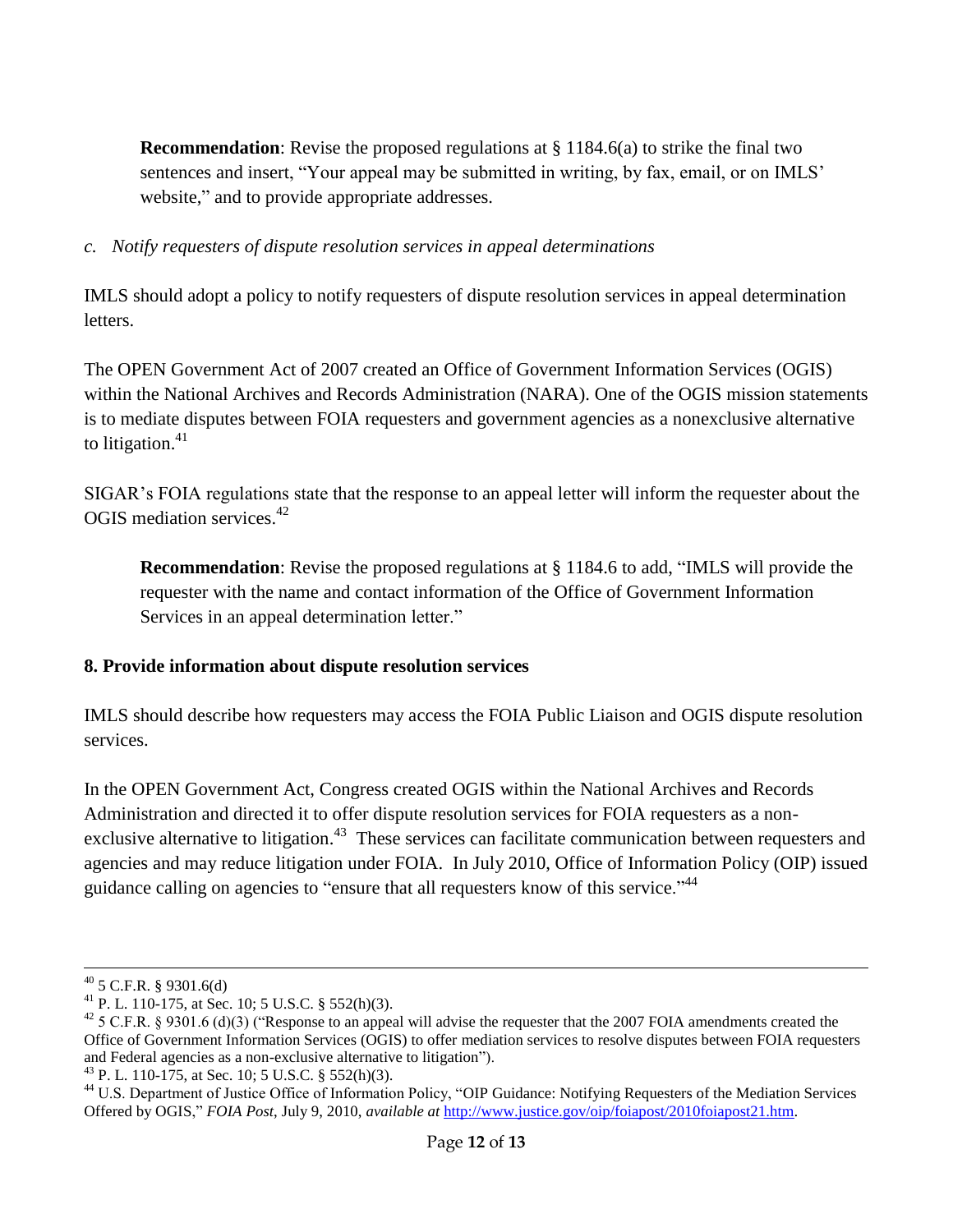**Recommendation**: Revise the proposed regulations at § 1184.6(a) to strike the final two sentences and insert, "Your appeal may be submitted in writing, by fax, email, or on IMLS' website," and to provide appropriate addresses.

*c. Notify requesters of dispute resolution services in appeal determinations*

IMLS should adopt a policy to notify requesters of dispute resolution services in appeal determination letters.

The OPEN Government Act of 2007 created an Office of Government Information Services (OGIS) within the National Archives and Records Administration (NARA). One of the OGIS mission statements is to mediate disputes between FOIA requesters and government agencies as a nonexclusive alternative to litigation.[41]

SIGAR's FOIA regulations state that the response to an appeal letter will inform the requester about the OGIS mediation services.[42]

**Recommendation**: Revise the proposed regulations at § 1184.6 to add, "IMLS will provide the requester with the name and contact information of the Office of Government Information Services in an appeal determination letter."

### 8. Provide information about dispute resolution services

IMLS should describe how requesters may access the FOIA Public Liaison and OGIS dispute resolution services.

In the OPEN Government Act, Congress created OGIS within the National Archives and Records Administration and directed it to offer dispute resolution services for FOIA requesters as a non-exclusive alternative to litigation.[43] These services can facilitate communication between requesters and agencies and may reduce litigation under FOIA. In July 2010, Office of Information Policy (OIP) issued guidance calling on agencies to "ensure that all requesters know of this service."[44]

---

[40] 5 C.F.R. § 9301.6(d)

[41] P. L. 110-175, at Sec. 10; 5 U.S.C. § 552(h)(3).

[42] 5 C.F.R. § 9301.6 (d)(3) ("Response to an appeal will advise the requester that the 2007 FOIA amendments created the Office of Government Information Services (OGIS) to offer mediation services to resolve disputes between FOIA requesters and Federal agencies as a non-exclusive alternative to litigation").

[43] P. L. 110-175, at Sec. 10; 5 U.S.C. § 552(h)(3).

[44] U.S. Department of Justice Office of Information Policy, "OIP Guidance: Notifying Requesters of the Mediation Services Offered by OGIS," *FOIA Post*, July 9, 2010, *available at* http://www.justice.gov/oip/foiapost/2010foiapost21.htm.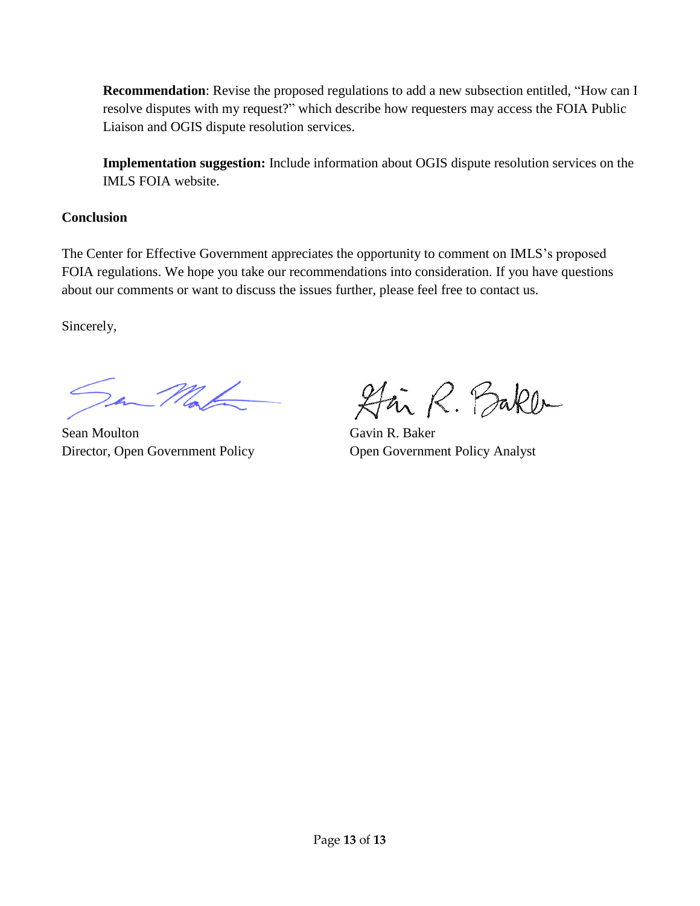**Recommendation**: Revise the proposed regulations to add a new subsection entitled, "How can I resolve disputes with my request?" which describe how requesters may access the FOIA Public Liaison and OGIS dispute resolution services.

**Implementation suggestion:** Include information about OGIS dispute resolution services on the IMLS FOIA website.

**Conclusion**

The Center for Effective Government appreciates the opportunity to comment on IMLS's proposed FOIA regulations. We hope you take our recommendations into consideration. If you have questions about our comments or want to discuss the issues further, please feel free to contact us.

Sincerely,

Sean Moulton
Director, Open Government Policy

Gavin R. Baker
Open Government Policy Analyst